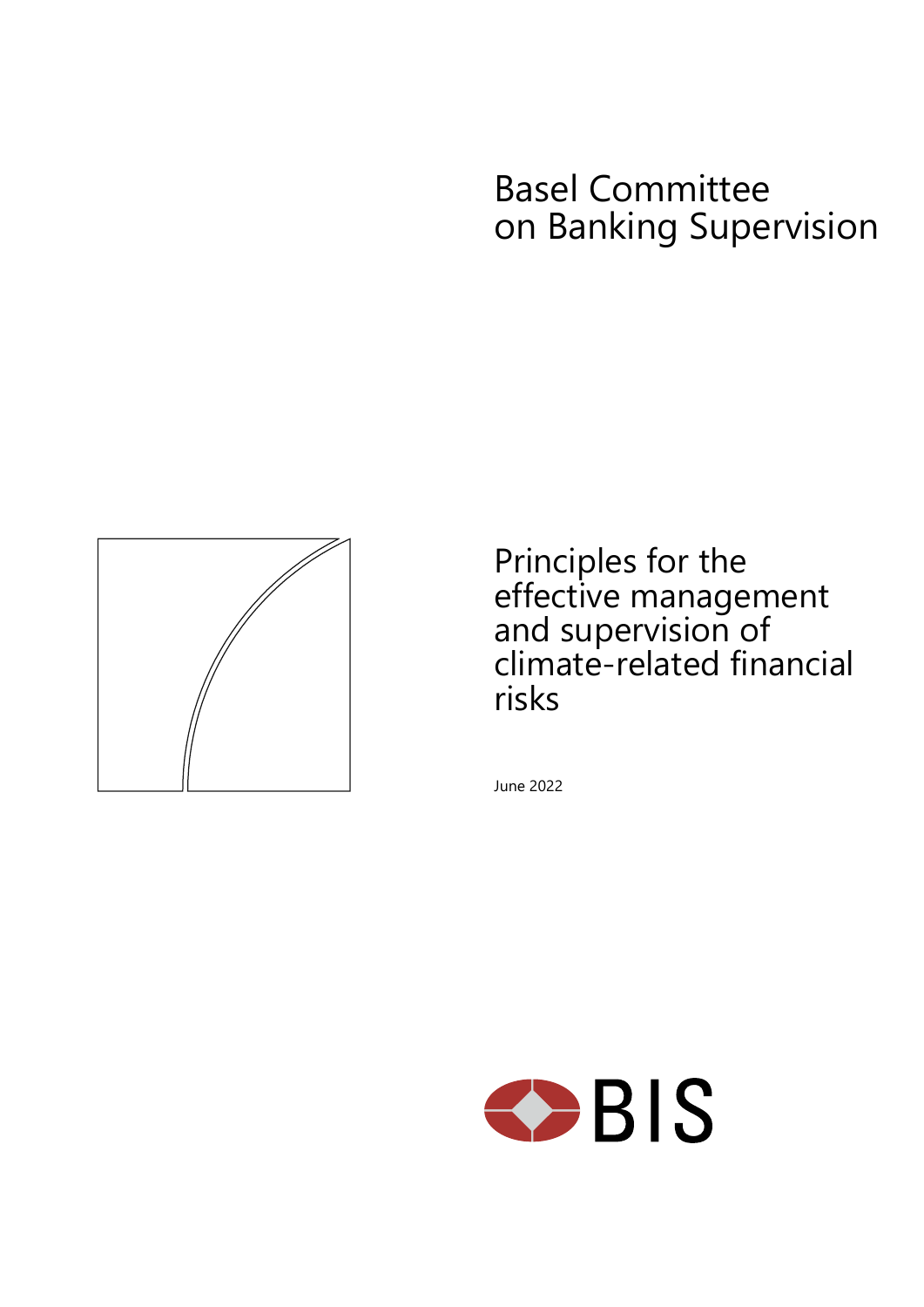Basel Committee on Banking Supervision

# Principles for the effective management and supervision of climate-related financial risks

June 2022

BIS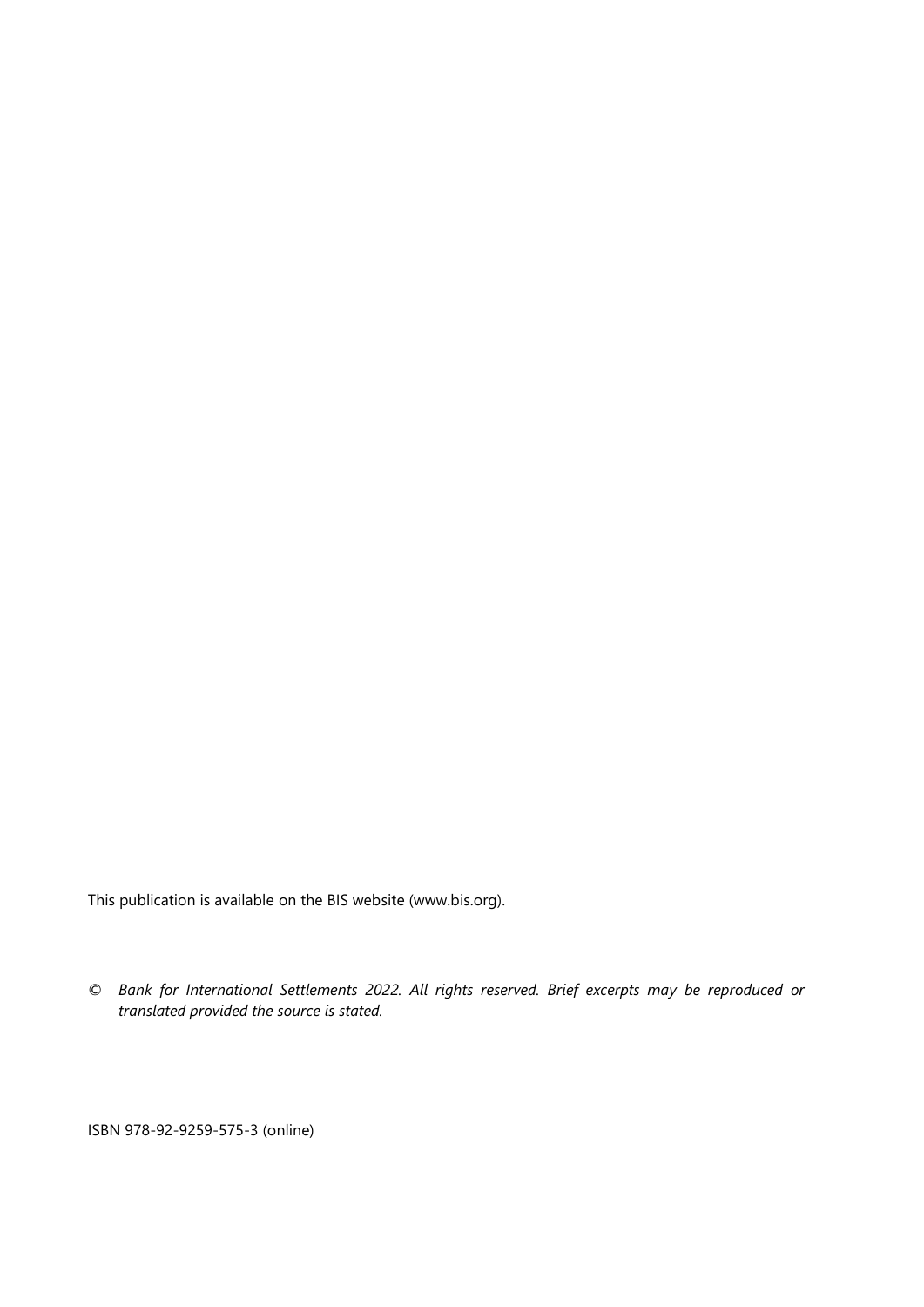This publication is available on the BIS website (www.bis.org).

© *Bank for International Settlements 2022. All rights reserved. Brief excerpts may be reproduced or translated provided the source is stated.*

ISBN 978-92-9259-575-3 (online)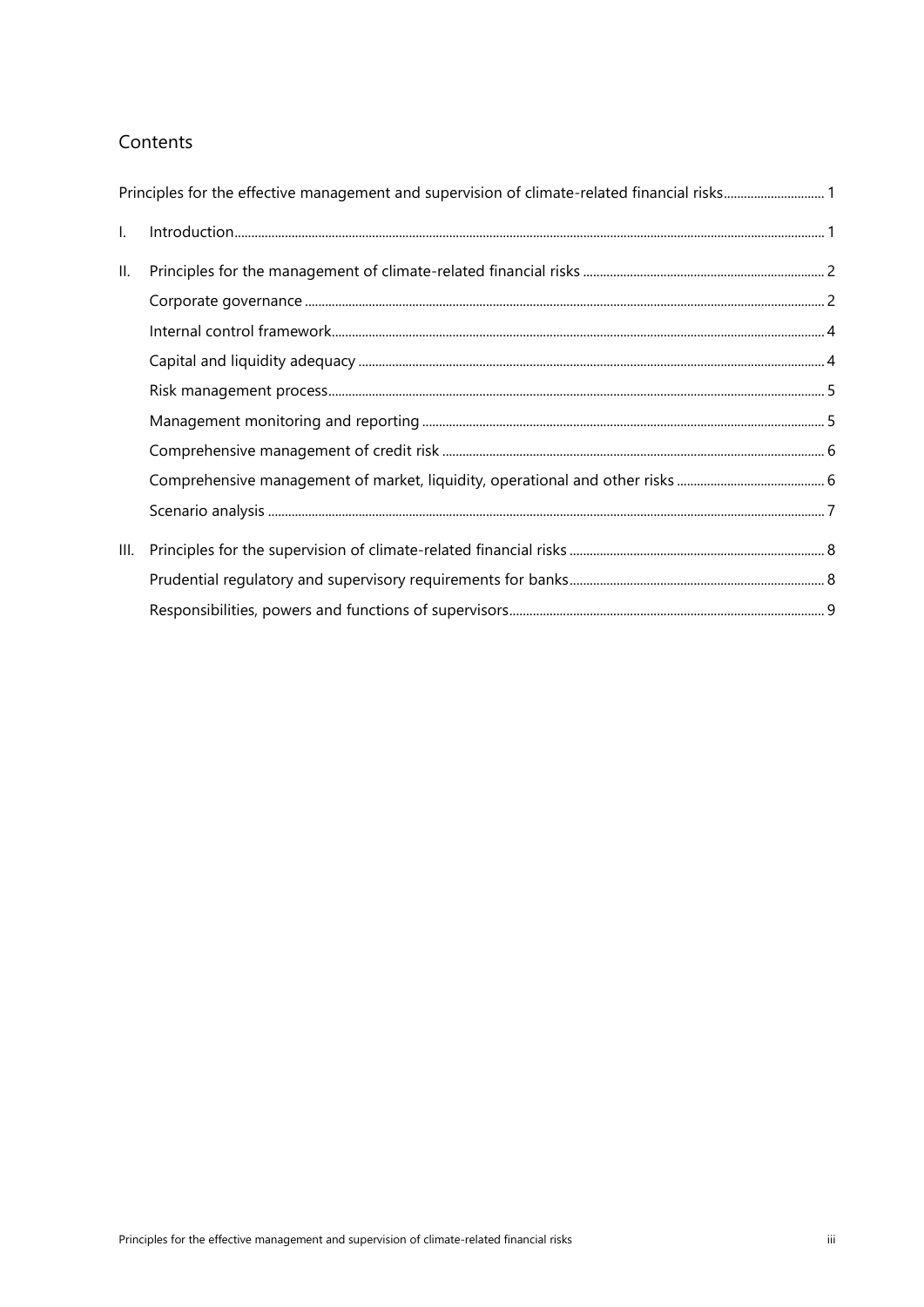## Contents

Principles for the effective management and supervision of climate-related financial risks ... 1

I. Introduction ... 1

II. Principles for the management of climate-related financial risks ... 2

- Corporate governance ... 2
- Internal control framework ... 4
- Capital and liquidity adequacy ... 4
- Risk management process ... 5
- Management monitoring and reporting ... 5
- Comprehensive management of credit risk ... 6
- Comprehensive management of market, liquidity, operational and other risks ... 6
- Scenario analysis ... 7

III. Principles for the supervision of climate-related financial risks ... 8

- Prudential regulatory and supervisory requirements for banks ... 8
- Responsibilities, powers and functions of supervisors ... 9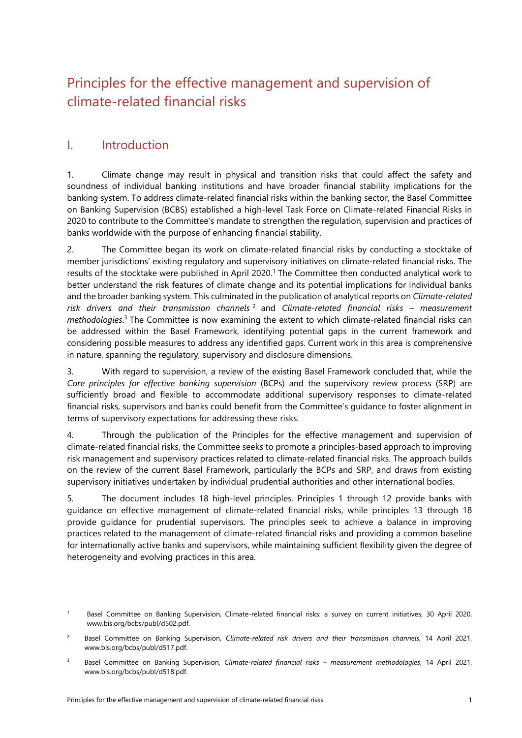# Principles for the effective management and supervision of climate-related financial risks

## I. Introduction

1. Climate change may result in physical and transition risks that could affect the safety and soundness of individual banking institutions and have broader financial stability implications for the banking system. To address climate-related financial risks within the banking sector, the Basel Committee on Banking Supervision (BCBS) established a high-level Task Force on Climate-related Financial Risks in 2020 to contribute to the Committee's mandate to strengthen the regulation, supervision and practices of banks worldwide with the purpose of enhancing financial stability.

2. The Committee began its work on climate-related financial risks by conducting a stocktake of member jurisdictions' existing regulatory and supervisory initiatives on climate-related financial risks. The results of the stocktake were published in April 2020.[1] The Committee then conducted analytical work to better understand the risk features of climate change and its potential implications for individual banks and the broader banking system. This culminated in the publication of analytical reports on *Climate-related risk drivers and their transmission channels*[2] and *Climate-related financial risks – measurement methodologies*.[3] The Committee is now examining the extent to which climate-related financial risks can be addressed within the Basel Framework, identifying potential gaps in the current framework and considering possible measures to address any identified gaps. Current work in this area is comprehensive in nature, spanning the regulatory, supervisory and disclosure dimensions.

3. With regard to supervision, a review of the existing Basel Framework concluded that, while the *Core principles for effective banking supervision* (BCPs) and the supervisory review process (SRP) are sufficiently broad and flexible to accommodate additional supervisory responses to climate-related financial risks, supervisors and banks could benefit from the Committee's guidance to foster alignment in terms of supervisory expectations for addressing these risks.

4. Through the publication of the Principles for the effective management and supervision of climate-related financial risks, the Committee seeks to promote a principles-based approach to improving risk management and supervisory practices related to climate-related financial risks. The approach builds on the review of the current Basel Framework, particularly the BCPs and SRP, and draws from existing supervisory initiatives undertaken by individual prudential authorities and other international bodies.

5. The document includes 18 high-level principles. Principles 1 through 12 provide banks with guidance on effective management of climate-related financial risks, while principles 13 through 18 provide guidance for prudential supervisors. The principles seek to achieve a balance in improving practices related to the management of climate-related financial risks and providing a common baseline for internationally active banks and supervisors, while maintaining sufficient flexibility given the degree of heterogeneity and evolving practices in this area.

---

[1] Basel Committee on Banking Supervision, Climate-related financial risks: a survey on current initiatives, 30 April 2020, www.bis.org/bcbs/publ/d502.pdf.

[2] Basel Committee on Banking Supervision, *Climate-related risk drivers and their transmission channels*, 14 April 2021, www.bis.org/bcbs/publ/d517.pdf.

[3] Basel Committee on Banking Supervision, *Climate-related financial risks – measurement methodologies*, 14 April 2021, www.bis.org/bcbs/publ/d518.pdf.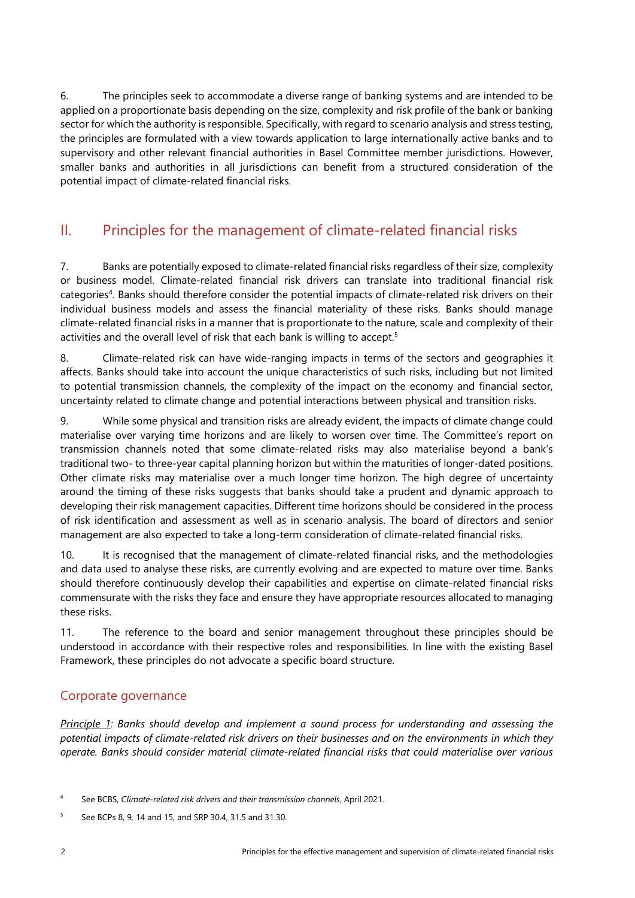6. The principles seek to accommodate a diverse range of banking systems and are intended to be applied on a proportionate basis depending on the size, complexity and risk profile of the bank or banking sector for which the authority is responsible. Specifically, with regard to scenario analysis and stress testing, the principles are formulated with a view towards application to large internationally active banks and to supervisory and other relevant financial authorities in Basel Committee member jurisdictions. However, smaller banks and authorities in all jurisdictions can benefit from a structured consideration of the potential impact of climate-related financial risks.

## II. Principles for the management of climate-related financial risks

7. Banks are potentially exposed to climate-related financial risks regardless of their size, complexity or business model. Climate-related financial risk drivers can translate into traditional financial risk categories[4]. Banks should therefore consider the potential impacts of climate-related risk drivers on their individual business models and assess the financial materiality of these risks. Banks should manage climate-related financial risks in a manner that is proportionate to the nature, scale and complexity of their activities and the overall level of risk that each bank is willing to accept.[5]

8. Climate-related risk can have wide-ranging impacts in terms of the sectors and geographies it affects. Banks should take into account the unique characteristics of such risks, including but not limited to potential transmission channels, the complexity of the impact on the economy and financial sector, uncertainty related to climate change and potential interactions between physical and transition risks.

9. While some physical and transition risks are already evident, the impacts of climate change could materialise over varying time horizons and are likely to worsen over time. The Committee's report on transmission channels noted that some climate-related risks may also materialise beyond a bank's traditional two- to three-year capital planning horizon but within the maturities of longer-dated positions. Other climate risks may materialise over a much longer time horizon. The high degree of uncertainty around the timing of these risks suggests that banks should take a prudent and dynamic approach to developing their risk management capacities. Different time horizons should be considered in the process of risk identification and assessment as well as in scenario analysis. The board of directors and senior management are also expected to take a long-term consideration of climate-related financial risks.

10. It is recognised that the management of climate-related financial risks, and the methodologies and data used to analyse these risks, are currently evolving and are expected to mature over time. Banks should therefore continuously develop their capabilities and expertise on climate-related financial risks commensurate with the risks they face and ensure they have appropriate resources allocated to managing these risks.

11. The reference to the board and senior management throughout these principles should be understood in accordance with their respective roles and responsibilities. In line with the existing Basel Framework, these principles do not advocate a specific board structure.

### Corporate governance

*Principle 1: Banks should develop and implement a sound process for understanding and assessing the potential impacts of climate-related risk drivers on their businesses and on the environments in which they operate. Banks should consider material climate-related financial risks that could materialise over various*

[4] See BCBS, *Climate-related risk drivers and their transmission channels*, April 2021.

[5] See BCPs 8, 9, 14 and 15, and SRP 30.4, 31.5 and 31.30.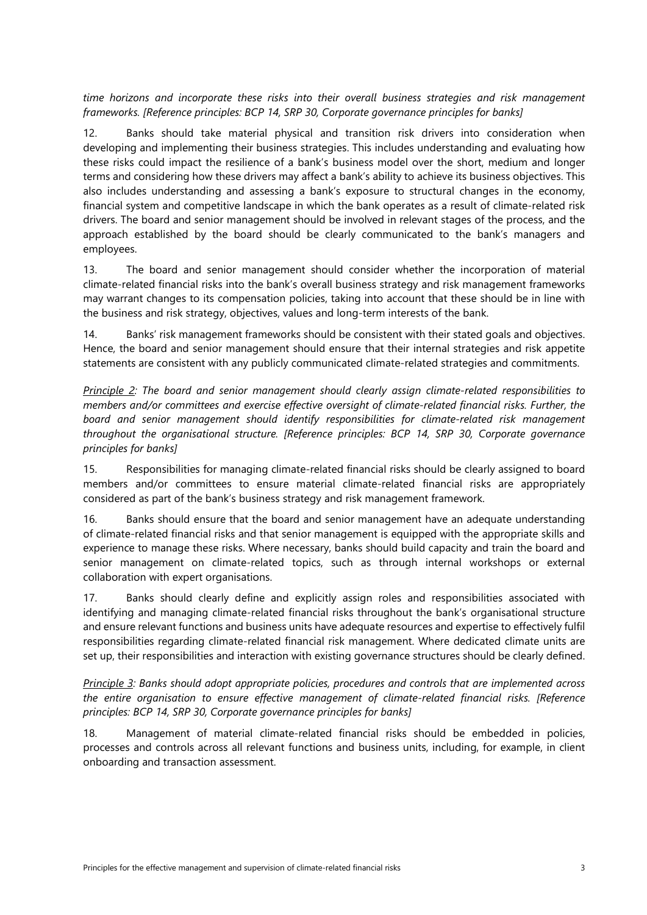*time horizons and incorporate these risks into their overall business strategies and risk management frameworks. [Reference principles: BCP 14, SRP 30, Corporate governance principles for banks]*

12. Banks should take material physical and transition risk drivers into consideration when developing and implementing their business strategies. This includes understanding and evaluating how these risks could impact the resilience of a bank's business model over the short, medium and longer terms and considering how these drivers may affect a bank's ability to achieve its business objectives. This also includes understanding and assessing a bank's exposure to structural changes in the economy, financial system and competitive landscape in which the bank operates as a result of climate-related risk drivers. The board and senior management should be involved in relevant stages of the process, and the approach established by the board should be clearly communicated to the bank's managers and employees.

13. The board and senior management should consider whether the incorporation of material climate-related financial risks into the bank's overall business strategy and risk management frameworks may warrant changes to its compensation policies, taking into account that these should be in line with the business and risk strategy, objectives, values and long-term interests of the bank.

14. Banks' risk management frameworks should be consistent with their stated goals and objectives. Hence, the board and senior management should ensure that their internal strategies and risk appetite statements are consistent with any publicly communicated climate-related strategies and commitments.

*Principle 2: The board and senior management should clearly assign climate-related responsibilities to members and/or committees and exercise effective oversight of climate-related financial risks. Further, the board and senior management should identify responsibilities for climate-related risk management throughout the organisational structure. [Reference principles: BCP 14, SRP 30, Corporate governance principles for banks]*

15. Responsibilities for managing climate-related financial risks should be clearly assigned to board members and/or committees to ensure material climate-related financial risks are appropriately considered as part of the bank's business strategy and risk management framework.

16. Banks should ensure that the board and senior management have an adequate understanding of climate-related financial risks and that senior management is equipped with the appropriate skills and experience to manage these risks. Where necessary, banks should build capacity and train the board and senior management on climate-related topics, such as through internal workshops or external collaboration with expert organisations.

17. Banks should clearly define and explicitly assign roles and responsibilities associated with identifying and managing climate-related financial risks throughout the bank's organisational structure and ensure relevant functions and business units have adequate resources and expertise to effectively fulfil responsibilities regarding climate-related financial risk management. Where dedicated climate units are set up, their responsibilities and interaction with existing governance structures should be clearly defined.

*Principle 3: Banks should adopt appropriate policies, procedures and controls that are implemented across the entire organisation to ensure effective management of climate-related financial risks. [Reference principles: BCP 14, SRP 30, Corporate governance principles for banks]*

18. Management of material climate-related financial risks should be embedded in policies, processes and controls across all relevant functions and business units, including, for example, in client onboarding and transaction assessment.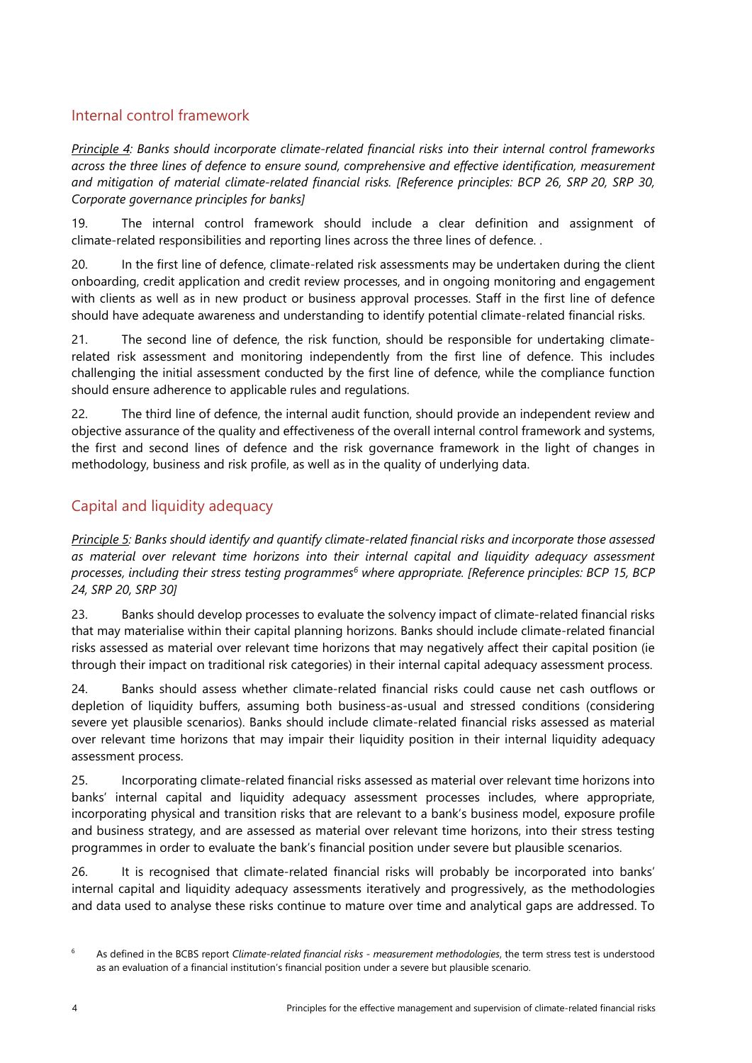## Internal control framework

*Principle 4: Banks should incorporate climate-related financial risks into their internal control frameworks across the three lines of defence to ensure sound, comprehensive and effective identification, measurement and mitigation of material climate-related financial risks. [Reference principles: BCP 26, SRP 20, SRP 30, Corporate governance principles for banks]*

19. The internal control framework should include a clear definition and assignment of climate-related responsibilities and reporting lines across the three lines of defence. .

20. In the first line of defence, climate-related risk assessments may be undertaken during the client onboarding, credit application and credit review processes, and in ongoing monitoring and engagement with clients as well as in new product or business approval processes. Staff in the first line of defence should have adequate awareness and understanding to identify potential climate-related financial risks.

21. The second line of defence, the risk function, should be responsible for undertaking climate-related risk assessment and monitoring independently from the first line of defence. This includes challenging the initial assessment conducted by the first line of defence, while the compliance function should ensure adherence to applicable rules and regulations.

22. The third line of defence, the internal audit function, should provide an independent review and objective assurance of the quality and effectiveness of the overall internal control framework and systems, the first and second lines of defence and the risk governance framework in the light of changes in methodology, business and risk profile, as well as in the quality of underlying data.

## Capital and liquidity adequacy

*Principle 5: Banks should identify and quantify climate-related financial risks and incorporate those assessed as material over relevant time horizons into their internal capital and liquidity adequacy assessment processes, including their stress testing programmes[6] where appropriate. [Reference principles: BCP 15, BCP 24, SRP 20, SRP 30]*

23. Banks should develop processes to evaluate the solvency impact of climate-related financial risks that may materialise within their capital planning horizons. Banks should include climate-related financial risks assessed as material over relevant time horizons that may negatively affect their capital position (ie through their impact on traditional risk categories) in their internal capital adequacy assessment process.

24. Banks should assess whether climate-related financial risks could cause net cash outflows or depletion of liquidity buffers, assuming both business-as-usual and stressed conditions (considering severe yet plausible scenarios). Banks should include climate-related financial risks assessed as material over relevant time horizons that may impair their liquidity position in their internal liquidity adequacy assessment process.

25. Incorporating climate-related financial risks assessed as material over relevant time horizons into banks' internal capital and liquidity adequacy assessment processes includes, where appropriate, incorporating physical and transition risks that are relevant to a bank's business model, exposure profile and business strategy, and are assessed as material over relevant time horizons, into their stress testing programmes in order to evaluate the bank's financial position under severe but plausible scenarios.

26. It is recognised that climate-related financial risks will probably be incorporated into banks' internal capital and liquidity adequacy assessments iteratively and progressively, as the methodologies and data used to analyse these risks continue to mature over time and analytical gaps are addressed. To

[6] As defined in the BCBS report *Climate-related financial risks - measurement methodologies*, the term stress test is understood as an evaluation of a financial institution's financial position under a severe but plausible scenario.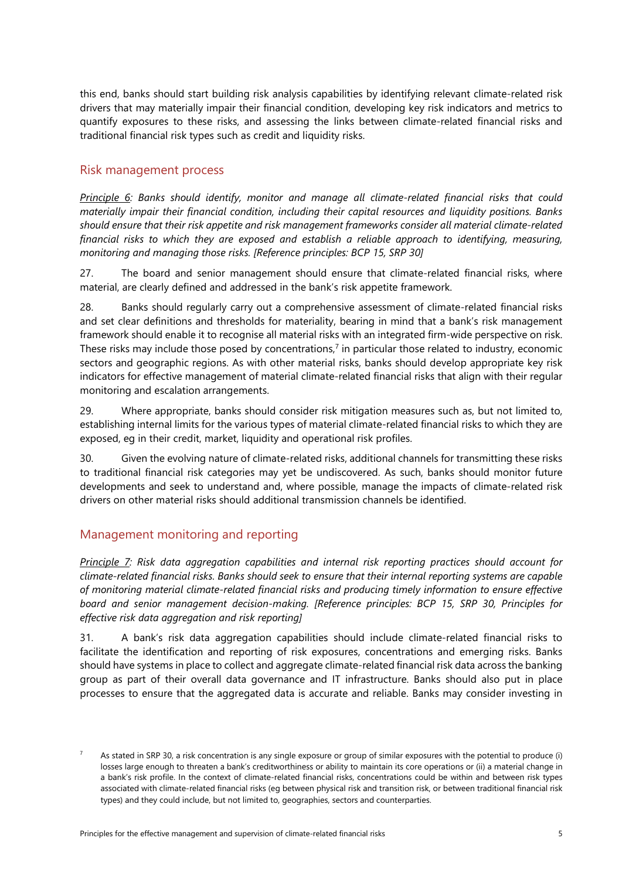this end, banks should start building risk analysis capabilities by identifying relevant climate-related risk drivers that may materially impair their financial condition, developing key risk indicators and metrics to quantify exposures to these risks, and assessing the links between climate-related financial risks and traditional financial risk types such as credit and liquidity risks.

## Risk management process

*Principle 6: Banks should identify, monitor and manage all climate-related financial risks that could materially impair their financial condition, including their capital resources and liquidity positions. Banks should ensure that their risk appetite and risk management frameworks consider all material climate-related financial risks to which they are exposed and establish a reliable approach to identifying, measuring, monitoring and managing those risks. [Reference principles: BCP 15, SRP 30]*

27. The board and senior management should ensure that climate-related financial risks, where material, are clearly defined and addressed in the bank's risk appetite framework.

28. Banks should regularly carry out a comprehensive assessment of climate-related financial risks and set clear definitions and thresholds for materiality, bearing in mind that a bank's risk management framework should enable it to recognise all material risks with an integrated firm-wide perspective on risk. These risks may include those posed by concentrations,[7] in particular those related to industry, economic sectors and geographic regions. As with other material risks, banks should develop appropriate key risk indicators for effective management of material climate-related financial risks that align with their regular monitoring and escalation arrangements.

29. Where appropriate, banks should consider risk mitigation measures such as, but not limited to, establishing internal limits for the various types of material climate-related financial risks to which they are exposed, eg in their credit, market, liquidity and operational risk profiles.

30. Given the evolving nature of climate-related risks, additional channels for transmitting these risks to traditional financial risk categories may yet be undiscovered. As such, banks should monitor future developments and seek to understand and, where possible, manage the impacts of climate-related risk drivers on other material risks should additional transmission channels be identified.

## Management monitoring and reporting

*Principle 7: Risk data aggregation capabilities and internal risk reporting practices should account for climate-related financial risks. Banks should seek to ensure that their internal reporting systems are capable of monitoring material climate-related financial risks and producing timely information to ensure effective board and senior management decision-making. [Reference principles: BCP 15, SRP 30, Principles for effective risk data aggregation and risk reporting]*

31. A bank's risk data aggregation capabilities should include climate-related financial risks to facilitate the identification and reporting of risk exposures, concentrations and emerging risks. Banks should have systems in place to collect and aggregate climate-related financial risk data across the banking group as part of their overall data governance and IT infrastructure. Banks should also put in place processes to ensure that the aggregated data is accurate and reliable. Banks may consider investing in

[7] As stated in SRP 30, a risk concentration is any single exposure or group of similar exposures with the potential to produce (i) losses large enough to threaten a bank's creditworthiness or ability to maintain its core operations or (ii) a material change in a bank's risk profile. In the context of climate-related financial risks, concentrations could be within and between risk types associated with climate-related financial risks (eg between physical risk and transition risk, or between traditional financial risk types) and they could include, but not limited to, geographies, sectors and counterparties.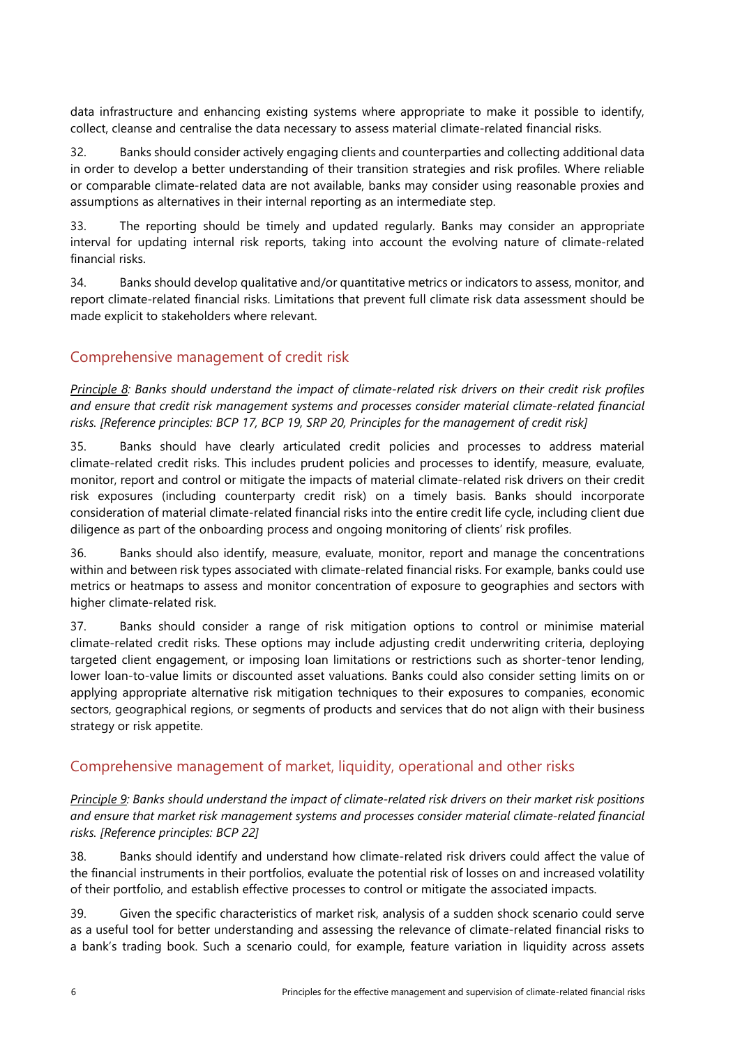data infrastructure and enhancing existing systems where appropriate to make it possible to identify, collect, cleanse and centralise the data necessary to assess material climate-related financial risks.

32. Banks should consider actively engaging clients and counterparties and collecting additional data in order to develop a better understanding of their transition strategies and risk profiles. Where reliable or comparable climate-related data are not available, banks may consider using reasonable proxies and assumptions as alternatives in their internal reporting as an intermediate step.

33. The reporting should be timely and updated regularly. Banks may consider an appropriate interval for updating internal risk reports, taking into account the evolving nature of climate-related financial risks.

34. Banks should develop qualitative and/or quantitative metrics or indicators to assess, monitor, and report climate-related financial risks. Limitations that prevent full climate risk data assessment should be made explicit to stakeholders where relevant.

## Comprehensive management of credit risk

*Principle 8: Banks should understand the impact of climate-related risk drivers on their credit risk profiles and ensure that credit risk management systems and processes consider material climate-related financial risks. [Reference principles: BCP 17, BCP 19, SRP 20, Principles for the management of credit risk]*

35. Banks should have clearly articulated credit policies and processes to address material climate-related credit risks. This includes prudent policies and processes to identify, measure, evaluate, monitor, report and control or mitigate the impacts of material climate-related risk drivers on their credit risk exposures (including counterparty credit risk) on a timely basis. Banks should incorporate consideration of material climate-related financial risks into the entire credit life cycle, including client due diligence as part of the onboarding process and ongoing monitoring of clients' risk profiles.

36. Banks should also identify, measure, evaluate, monitor, report and manage the concentrations within and between risk types associated with climate-related financial risks. For example, banks could use metrics or heatmaps to assess and monitor concentration of exposure to geographies and sectors with higher climate-related risk.

37. Banks should consider a range of risk mitigation options to control or minimise material climate-related credit risks. These options may include adjusting credit underwriting criteria, deploying targeted client engagement, or imposing loan limitations or restrictions such as shorter-tenor lending, lower loan-to-value limits or discounted asset valuations. Banks could also consider setting limits on or applying appropriate alternative risk mitigation techniques to their exposures to companies, economic sectors, geographical regions, or segments of products and services that do not align with their business strategy or risk appetite.

## Comprehensive management of market, liquidity, operational and other risks

*Principle 9: Banks should understand the impact of climate-related risk drivers on their market risk positions and ensure that market risk management systems and processes consider material climate-related financial risks. [Reference principles: BCP 22]*

38. Banks should identify and understand how climate-related risk drivers could affect the value of the financial instruments in their portfolios, evaluate the potential risk of losses on and increased volatility of their portfolio, and establish effective processes to control or mitigate the associated impacts.

39. Given the specific characteristics of market risk, analysis of a sudden shock scenario could serve as a useful tool for better understanding and assessing the relevance of climate-related financial risks to a bank's trading book. Such a scenario could, for example, feature variation in liquidity across assets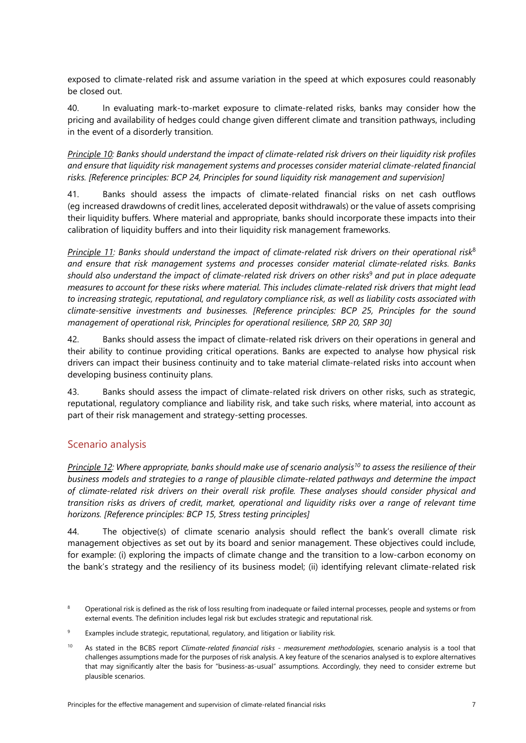exposed to climate-related risk and assume variation in the speed at which exposures could reasonably be closed out.

40. In evaluating mark-to-market exposure to climate-related risks, banks may consider how the pricing and availability of hedges could change given different climate and transition pathways, including in the event of a disorderly transition.

*<u>Principle 10</u>: Banks should understand the impact of climate-related risk drivers on their liquidity risk profiles and ensure that liquidity risk management systems and processes consider material climate-related financial risks. [Reference principles: BCP 24, Principles for sound liquidity risk management and supervision]*

41. Banks should assess the impacts of climate-related financial risks on net cash outflows (eg increased drawdowns of credit lines, accelerated deposit withdrawals) or the value of assets comprising their liquidity buffers. Where material and appropriate, banks should incorporate these impacts into their calibration of liquidity buffers and into their liquidity risk management frameworks.

*<u>Principle 11</u>: Banks should understand the impact of climate-related risk drivers on their operational risk*[8] *and ensure that risk management systems and processes consider material climate-related risks. Banks should also understand the impact of climate-related risk drivers on other risks*[9] *and put in place adequate measures to account for these risks where material. This includes climate-related risk drivers that might lead to increasing strategic, reputational, and regulatory compliance risk, as well as liability costs associated with climate-sensitive investments and businesses. [Reference principles: BCP 25, Principles for the sound management of operational risk, Principles for operational resilience, SRP 20, SRP 30]*

42. Banks should assess the impact of climate-related risk drivers on their operations in general and their ability to continue providing critical operations. Banks are expected to analyse how physical risk drivers can impact their business continuity and to take material climate-related risks into account when developing business continuity plans.

43. Banks should assess the impact of climate-related risk drivers on other risks, such as strategic, reputational, regulatory compliance and liability risk, and take such risks, where material, into account as part of their risk management and strategy-setting processes.

## Scenario analysis

*<u>Principle 12</u>: Where appropriate, banks should make use of scenario analysis*[10] *to assess the resilience of their business models and strategies to a range of plausible climate-related pathways and determine the impact of climate-related risk drivers on their overall risk profile. These analyses should consider physical and transition risks as drivers of credit, market, operational and liquidity risks over a range of relevant time horizons. [Reference principles: BCP 15, Stress testing principles]*

44. The objective(s) of climate scenario analysis should reflect the bank's overall climate risk management objectives as set out by its board and senior management. These objectives could include, for example: (i) exploring the impacts of climate change and the transition to a low-carbon economy on the bank's strategy and the resiliency of its business model; (ii) identifying relevant climate-related risk

[8] Operational risk is defined as the risk of loss resulting from inadequate or failed internal processes, people and systems or from external events. The definition includes legal risk but excludes strategic and reputational risk.

[9] Examples include strategic, reputational, regulatory, and litigation or liability risk.

[10] As stated in the BCBS report *Climate-related financial risks - measurement methodologies*, scenario analysis is a tool that challenges assumptions made for the purposes of risk analysis. A key feature of the scenarios analysed is to explore alternatives that may significantly alter the basis for "business-as-usual" assumptions. Accordingly, they need to consider extreme but plausible scenarios.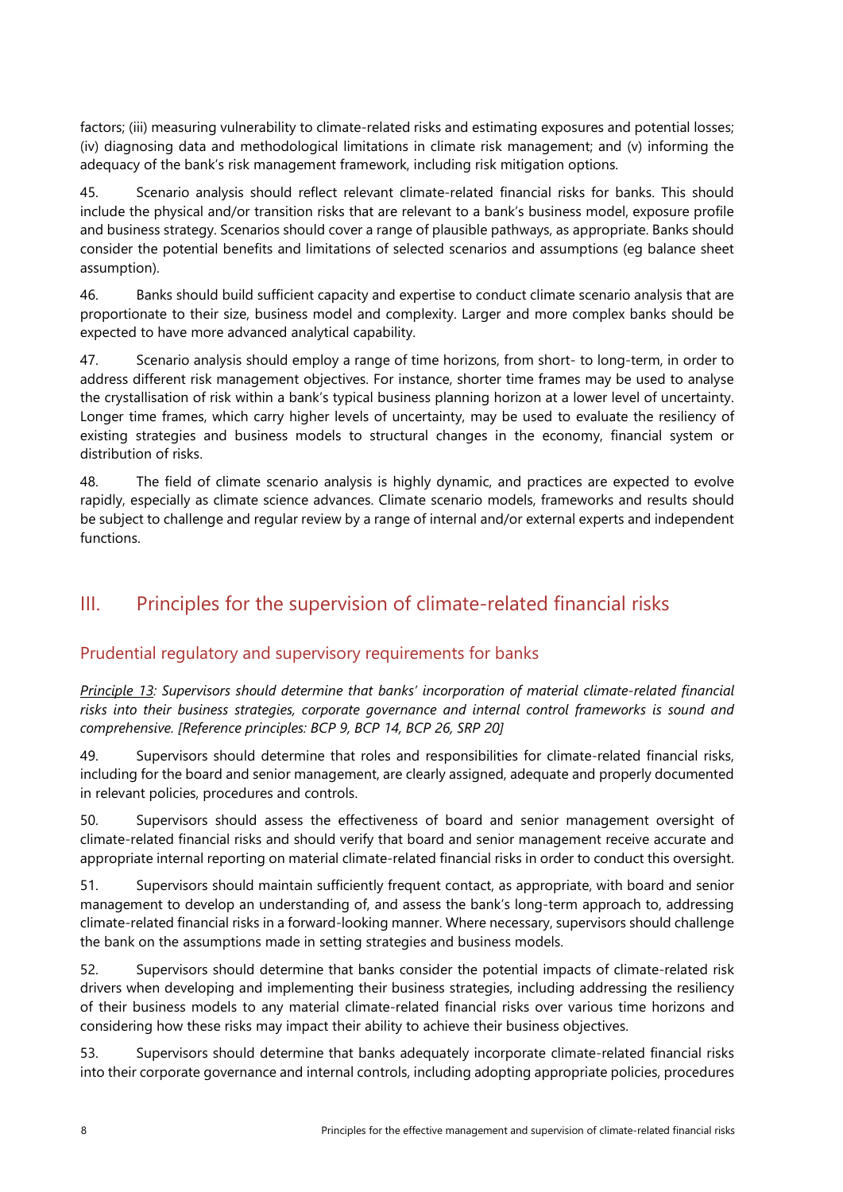factors; (iii) measuring vulnerability to climate-related risks and estimating exposures and potential losses; (iv) diagnosing data and methodological limitations in climate risk management; and (v) informing the adequacy of the bank's risk management framework, including risk mitigation options.

45. Scenario analysis should reflect relevant climate-related financial risks for banks. This should include the physical and/or transition risks that are relevant to a bank's business model, exposure profile and business strategy. Scenarios should cover a range of plausible pathways, as appropriate. Banks should consider the potential benefits and limitations of selected scenarios and assumptions (eg balance sheet assumption).

46. Banks should build sufficient capacity and expertise to conduct climate scenario analysis that are proportionate to their size, business model and complexity. Larger and more complex banks should be expected to have more advanced analytical capability.

47. Scenario analysis should employ a range of time horizons, from short- to long-term, in order to address different risk management objectives. For instance, shorter time frames may be used to analyse the crystallisation of risk within a bank's typical business planning horizon at a lower level of uncertainty. Longer time frames, which carry higher levels of uncertainty, may be used to evaluate the resiliency of existing strategies and business models to structural changes in the economy, financial system or distribution of risks.

48. The field of climate scenario analysis is highly dynamic, and practices are expected to evolve rapidly, especially as climate science advances. Climate scenario models, frameworks and results should be subject to challenge and regular review by a range of internal and/or external experts and independent functions.

# III. Principles for the supervision of climate-related financial risks

## Prudential regulatory and supervisory requirements for banks

*Principle 13: Supervisors should determine that banks' incorporation of material climate-related financial risks into their business strategies, corporate governance and internal control frameworks is sound and comprehensive. [Reference principles: BCP 9, BCP 14, BCP 26, SRP 20]*

49. Supervisors should determine that roles and responsibilities for climate-related financial risks, including for the board and senior management, are clearly assigned, adequate and properly documented in relevant policies, procedures and controls.

50. Supervisors should assess the effectiveness of board and senior management oversight of climate-related financial risks and should verify that board and senior management receive accurate and appropriate internal reporting on material climate-related financial risks in order to conduct this oversight.

51. Supervisors should maintain sufficiently frequent contact, as appropriate, with board and senior management to develop an understanding of, and assess the bank's long-term approach to, addressing climate-related financial risks in a forward-looking manner. Where necessary, supervisors should challenge the bank on the assumptions made in setting strategies and business models.

52. Supervisors should determine that banks consider the potential impacts of climate-related risk drivers when developing and implementing their business strategies, including addressing the resiliency of their business models to any material climate-related financial risks over various time horizons and considering how these risks may impact their ability to achieve their business objectives.

53. Supervisors should determine that banks adequately incorporate climate-related financial risks into their corporate governance and internal controls, including adopting appropriate policies, procedures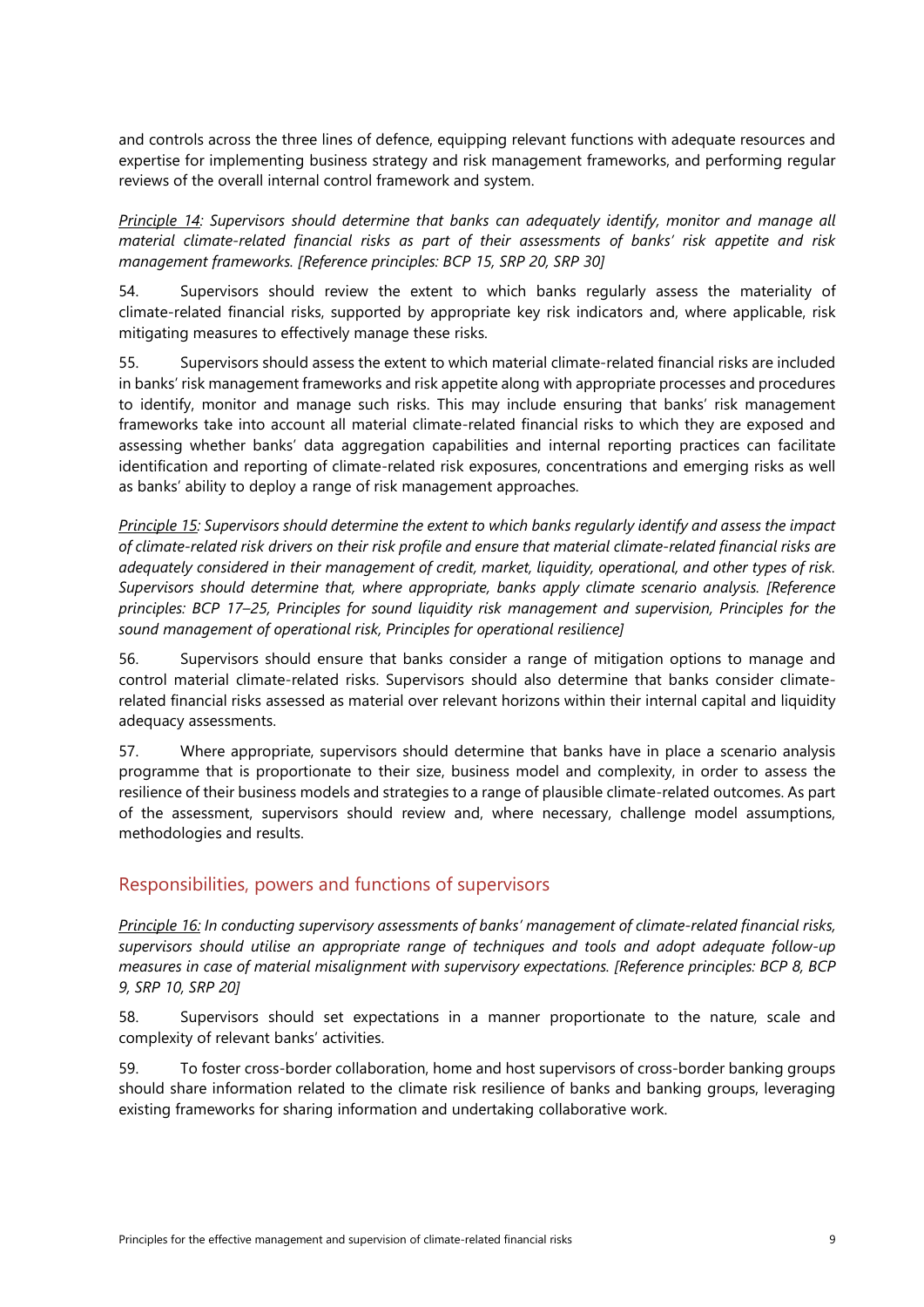and controls across the three lines of defence, equipping relevant functions with adequate resources and expertise for implementing business strategy and risk management frameworks, and performing regular reviews of the overall internal control framework and system.

*Principle 14: Supervisors should determine that banks can adequately identify, monitor and manage all material climate-related financial risks as part of their assessments of banks' risk appetite and risk management frameworks. [Reference principles: BCP 15, SRP 20, SRP 30]*

54. Supervisors should review the extent to which banks regularly assess the materiality of climate-related financial risks, supported by appropriate key risk indicators and, where applicable, risk mitigating measures to effectively manage these risks.

55. Supervisors should assess the extent to which material climate-related financial risks are included in banks' risk management frameworks and risk appetite along with appropriate processes and procedures to identify, monitor and manage such risks. This may include ensuring that banks' risk management frameworks take into account all material climate-related financial risks to which they are exposed and assessing whether banks' data aggregation capabilities and internal reporting practices can facilitate identification and reporting of climate-related risk exposures, concentrations and emerging risks as well as banks' ability to deploy a range of risk management approaches.

*Principle 15: Supervisors should determine the extent to which banks regularly identify and assess the impact of climate-related risk drivers on their risk profile and ensure that material climate-related financial risks are adequately considered in their management of credit, market, liquidity, operational, and other types of risk. Supervisors should determine that, where appropriate, banks apply climate scenario analysis. [Reference principles: BCP 17–25, Principles for sound liquidity risk management and supervision, Principles for the sound management of operational risk, Principles for operational resilience]*

56. Supervisors should ensure that banks consider a range of mitigation options to manage and control material climate-related risks. Supervisors should also determine that banks consider climate-related financial risks assessed as material over relevant horizons within their internal capital and liquidity adequacy assessments.

57. Where appropriate, supervisors should determine that banks have in place a scenario analysis programme that is proportionate to their size, business model and complexity, in order to assess the resilience of their business models and strategies to a range of plausible climate-related outcomes. As part of the assessment, supervisors should review and, where necessary, challenge model assumptions, methodologies and results.

## Responsibilities, powers and functions of supervisors

*Principle 16: In conducting supervisory assessments of banks' management of climate-related financial risks, supervisors should utilise an appropriate range of techniques and tools and adopt adequate follow-up measures in case of material misalignment with supervisory expectations. [Reference principles: BCP 8, BCP 9, SRP 10, SRP 20]*

58. Supervisors should set expectations in a manner proportionate to the nature, scale and complexity of relevant banks' activities.

59. To foster cross-border collaboration, home and host supervisors of cross-border banking groups should share information related to the climate risk resilience of banks and banking groups, leveraging existing frameworks for sharing information and undertaking collaborative work.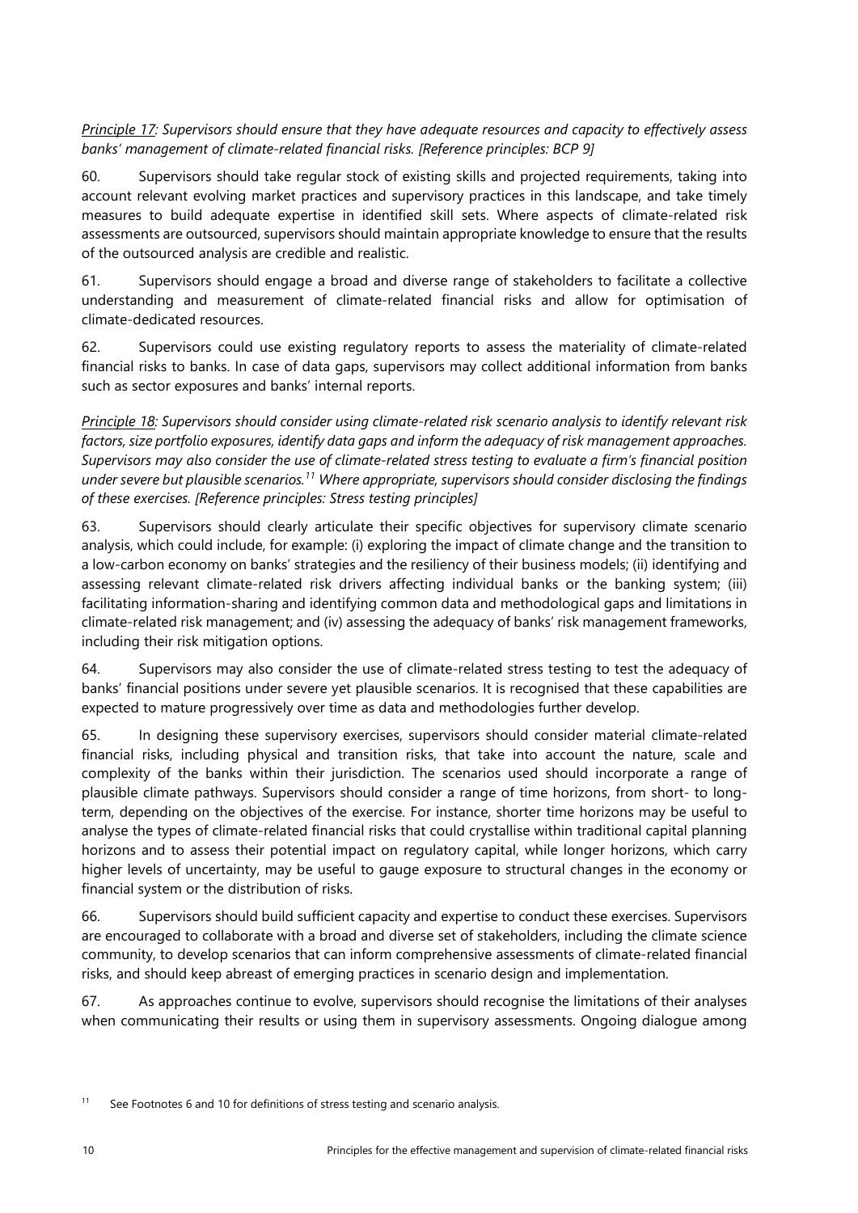*<u>Principle 17</u>: Supervisors should ensure that they have adequate resources and capacity to effectively assess banks' management of climate-related financial risks. [Reference principles: BCP 9]*

60. Supervisors should take regular stock of existing skills and projected requirements, taking into account relevant evolving market practices and supervisory practices in this landscape, and take timely measures to build adequate expertise in identified skill sets. Where aspects of climate-related risk assessments are outsourced, supervisors should maintain appropriate knowledge to ensure that the results of the outsourced analysis are credible and realistic.

61. Supervisors should engage a broad and diverse range of stakeholders to facilitate a collective understanding and measurement of climate-related financial risks and allow for optimisation of climate-dedicated resources.

62. Supervisors could use existing regulatory reports to assess the materiality of climate-related financial risks to banks. In case of data gaps, supervisors may collect additional information from banks such as sector exposures and banks' internal reports.

*<u>Principle 18</u>: Supervisors should consider using climate-related risk scenario analysis to identify relevant risk factors, size portfolio exposures, identify data gaps and inform the adequacy of risk management approaches. Supervisors may also consider the use of climate-related stress testing to evaluate a firm's financial position under severe but plausible scenarios.[11] Where appropriate, supervisors should consider disclosing the findings of these exercises. [Reference principles: Stress testing principles]*

63. Supervisors should clearly articulate their specific objectives for supervisory climate scenario analysis, which could include, for example: (i) exploring the impact of climate change and the transition to a low-carbon economy on banks' strategies and the resiliency of their business models; (ii) identifying and assessing relevant climate-related risk drivers affecting individual banks or the banking system; (iii) facilitating information-sharing and identifying common data and methodological gaps and limitations in climate-related risk management; and (iv) assessing the adequacy of banks' risk management frameworks, including their risk mitigation options.

64. Supervisors may also consider the use of climate-related stress testing to test the adequacy of banks' financial positions under severe yet plausible scenarios. It is recognised that these capabilities are expected to mature progressively over time as data and methodologies further develop.

65. In designing these supervisory exercises, supervisors should consider material climate-related financial risks, including physical and transition risks, that take into account the nature, scale and complexity of the banks within their jurisdiction. The scenarios used should incorporate a range of plausible climate pathways. Supervisors should consider a range of time horizons, from short- to long-term, depending on the objectives of the exercise. For instance, shorter time horizons may be useful to analyse the types of climate-related financial risks that could crystallise within traditional capital planning horizons and to assess their potential impact on regulatory capital, while longer horizons, which carry higher levels of uncertainty, may be useful to gauge exposure to structural changes in the economy or financial system or the distribution of risks.

66. Supervisors should build sufficient capacity and expertise to conduct these exercises. Supervisors are encouraged to collaborate with a broad and diverse set of stakeholders, including the climate science community, to develop scenarios that can inform comprehensive assessments of climate-related financial risks, and should keep abreast of emerging practices in scenario design and implementation.

67. As approaches continue to evolve, supervisors should recognise the limitations of their analyses when communicating their results or using them in supervisory assessments. Ongoing dialogue among

[11] See Footnotes 6 and 10 for definitions of stress testing and scenario analysis.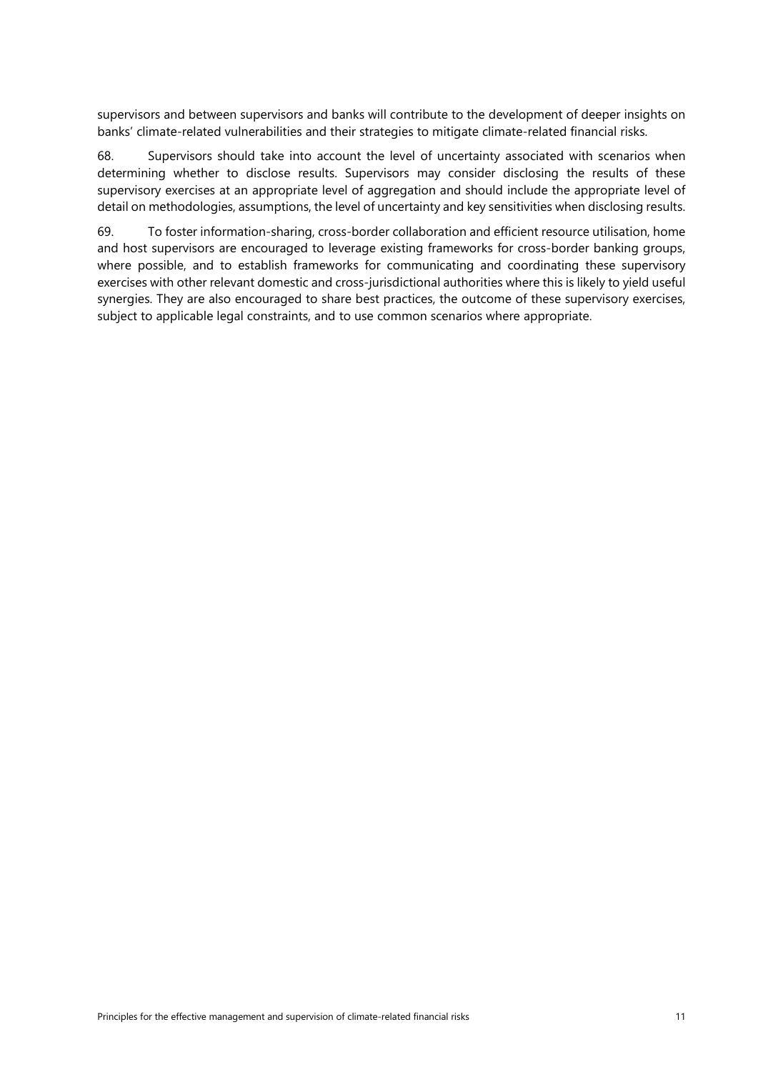supervisors and between supervisors and banks will contribute to the development of deeper insights on banks' climate-related vulnerabilities and their strategies to mitigate climate-related financial risks.

68. Supervisors should take into account the level of uncertainty associated with scenarios when determining whether to disclose results. Supervisors may consider disclosing the results of these supervisory exercises at an appropriate level of aggregation and should include the appropriate level of detail on methodologies, assumptions, the level of uncertainty and key sensitivities when disclosing results.

69. To foster information-sharing, cross-border collaboration and efficient resource utilisation, home and host supervisors are encouraged to leverage existing frameworks for cross-border banking groups, where possible, and to establish frameworks for communicating and coordinating these supervisory exercises with other relevant domestic and cross-jurisdictional authorities where this is likely to yield useful synergies. They are also encouraged to share best practices, the outcome of these supervisory exercises, subject to applicable legal constraints, and to use common scenarios where appropriate.